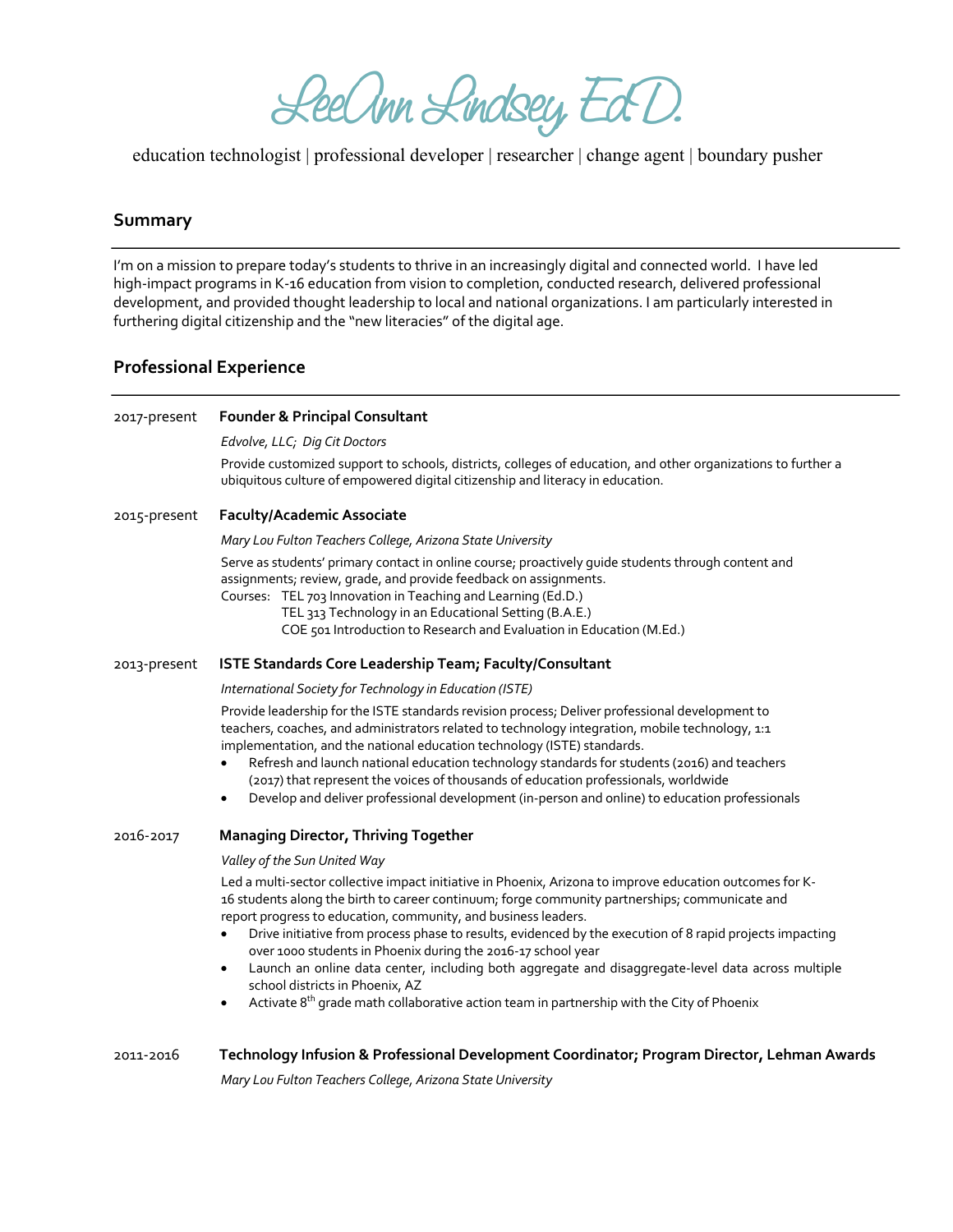# LeeAnn Lindsey Ed.D.

education technologist | professional developer | researcher | change agent | boundary pusher

## Summary

I'm on a mission to prepare today's students to thrive in an increasingly digital and connected world. I have led high-impact programs in K-16 education from vision to completion, conducted research, delivered professional development, and provided thought leadership to local and national organizations. I am particularly interested in furthering digital citizenship and the "new literacies" of the digital age.

## Professional Experience

2017-present **Founder & Principal Consultant**

*Edvolve, LLC; Dig Cit Doctors*

Provide customized support to schools, districts, colleges of education, and other organizations to further a ubiquitous culture of empowered digital citizenship and literacy in education.

2015-present **Faculty/Academic Associate**

*Mary Lou Fulton Teachers College, Arizona State University*

Serve as students' primary contact in online course; proactively guide students through content and assignments; review, grade, and provide feedback on assignments.

Courses: TEL 703 Innovation in Teaching and Learning (Ed.D.)
TEL 313 Technology in an Educational Setting (B.A.E.)
COE 501 Introduction to Research and Evaluation in Education (M.Ed.)

2013-present **ISTE Standards Core Leadership Team; Faculty/Consultant**

*International Society for Technology in Education (ISTE)*

Provide leadership for the ISTE standards revision process; Deliver professional development to teachers, coaches, and administrators related to technology integration, mobile technology, 1:1 implementation, and the national education technology (ISTE) standards.

- Refresh and launch national education technology standards for students (2016) and teachers (2017) that represent the voices of thousands of education professionals, worldwide
- Develop and deliver professional development (in-person and online) to education professionals

2016-2017 **Managing Director, Thriving Together**

*Valley of the Sun United Way*

Led a multi-sector collective impact initiative in Phoenix, Arizona to improve education outcomes for K-16 students along the birth to career continuum; forge community partnerships; communicate and report progress to education, community, and business leaders.

- Drive initiative from process phase to results, evidenced by the execution of 8 rapid projects impacting over 1000 students in Phoenix during the 2016-17 school year
- Launch an online data center, including both aggregate and disaggregate-level data across multiple school districts in Phoenix, AZ
- Activate 8th grade math collaborative action team in partnership with the City of Phoenix

2011-2016 **Technology Infusion & Professional Development Coordinator; Program Director, Lehman Awards**

*Mary Lou Fulton Teachers College, Arizona State University*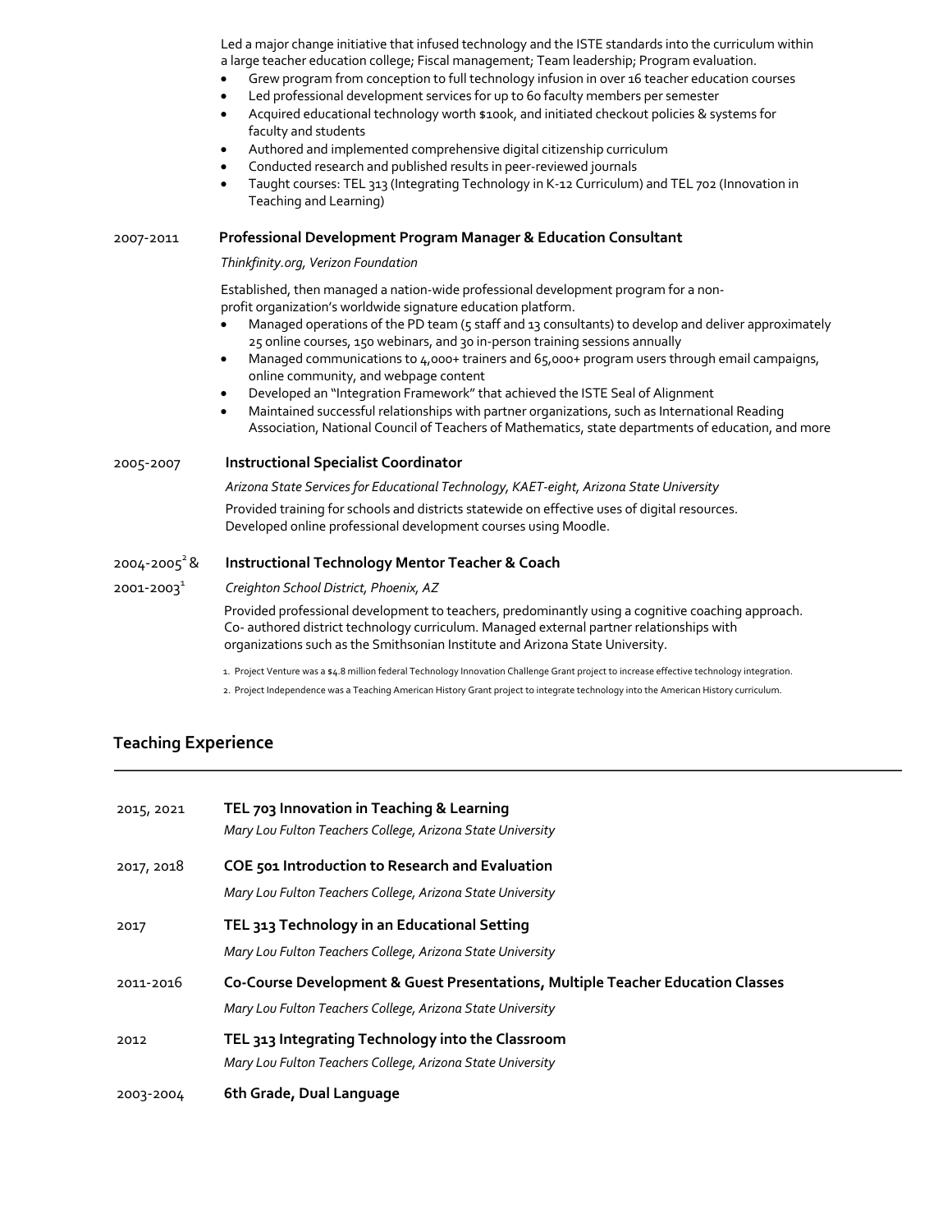Led a major change initiative that infused technology and the ISTE standards into the curriculum within a large teacher education college; Fiscal management; Team leadership; Program evaluation.

- Grew program from conception to full technology infusion in over 16 teacher education courses
- Led professional development services for up to 60 faculty members per semester
- Acquired educational technology worth $100k, and initiated checkout policies & systems for faculty and students
- Authored and implemented comprehensive digital citizenship curriculum
- Conducted research and published results in peer-reviewed journals
- Taught courses: TEL 313 (Integrating Technology in K-12 Curriculum) and TEL 702 (Innovation in Teaching and Learning)

2007-2011 **Professional Development Program Manager & Education Consultant**

*Thinkfinity.org, Verizon Foundation*

Established, then managed a nation-wide professional development program for a non-profit organization's worldwide signature education platform.

- Managed operations of the PD team (5 staff and 13 consultants) to develop and deliver approximately 25 online courses, 150 webinars, and 30 in-person training sessions annually
- Managed communications to 4,000+ trainers and 65,000+ program users through email campaigns, online community, and webpage content
- Developed an "Integration Framework" that achieved the ISTE Seal of Alignment
- Maintained successful relationships with partner organizations, such as International Reading Association, National Council of Teachers of Mathematics, state departments of education, and more

2005-2007 **Instructional Specialist Coordinator**

*Arizona State Services for Educational Technology, KAET-eight, Arizona State University*

Provided training for schools and districts statewide on effective uses of digital resources. Developed online professional development courses using Moodle.

2004-2005[2] & 2001-2003[1] **Instructional Technology Mentor Teacher & Coach**

*Creighton School District, Phoenix, AZ*

Provided professional development to teachers, predominantly using a cognitive coaching approach. Co- authored district technology curriculum. Managed external partner relationships with organizations such as the Smithsonian Institute and Arizona State University.

1. Project Venture was a $4.8 million federal Technology Innovation Challenge Grant project to increase effective technology integration.
2. Project Independence was a Teaching American History Grant project to integrate technology into the American History curriculum.

## Teaching Experience

2015, 2021 **TEL 703 Innovation in Teaching & Learning**

*Mary Lou Fulton Teachers College, Arizona State University*

2017, 2018 **COE 501 Introduction to Research and Evaluation**

*Mary Lou Fulton Teachers College, Arizona State University*

2017 **TEL 313 Technology in an Educational Setting**

*Mary Lou Fulton Teachers College, Arizona State University*

2011-2016 **Co-Course Development & Guest Presentations, Multiple Teacher Education Classes**

*Mary Lou Fulton Teachers College, Arizona State University*

2012 **TEL 313 Integrating Technology into the Classroom**

*Mary Lou Fulton Teachers College, Arizona State University*

2003-2004 **6th Grade, Dual Language**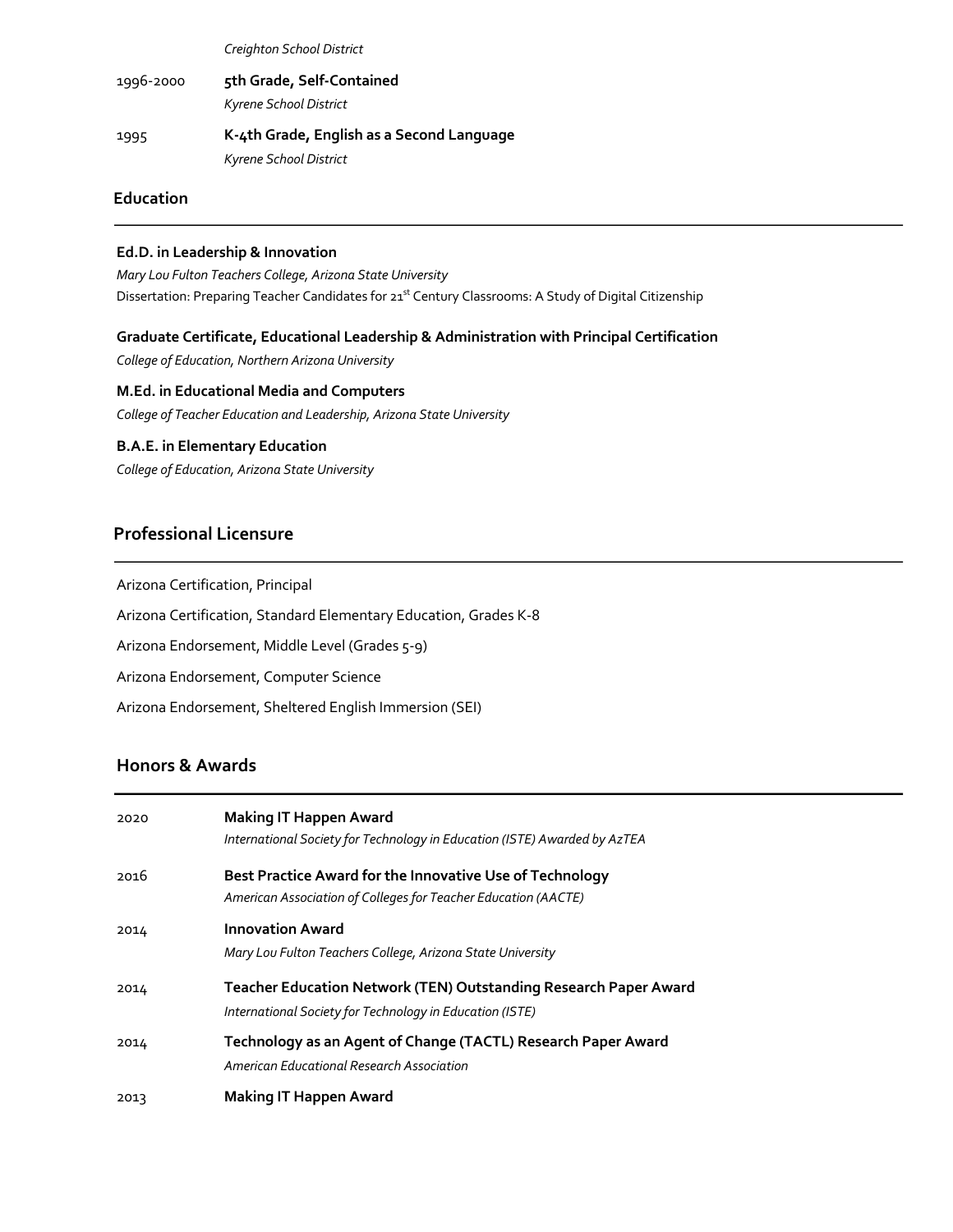*Creighton School District*

1996-2000 **5th Grade, Self-Contained**
*Kyrene School District*

1995 **K-4th Grade, English as a Second Language**
*Kyrene School District*

## Education

**Ed.D. in Leadership & Innovation**
*Mary Lou Fulton Teachers College, Arizona State University*
Dissertation: Preparing Teacher Candidates for 21st Century Classrooms: A Study of Digital Citizenship

**Graduate Certificate, Educational Leadership & Administration with Principal Certification**
*College of Education, Northern Arizona University*

**M.Ed. in Educational Media and Computers**
*College of Teacher Education and Leadership, Arizona State University*

**B.A.E. in Elementary Education**
*College of Education, Arizona State University*

## Professional Licensure

Arizona Certification, Principal

Arizona Certification, Standard Elementary Education, Grades K-8

Arizona Endorsement, Middle Level (Grades 5-9)

Arizona Endorsement, Computer Science

Arizona Endorsement, Sheltered English Immersion (SEI)

## Honors & Awards

2020 **Making IT Happen Award**
*International Society for Technology in Education (ISTE) Awarded by AzTEA*

2016 **Best Practice Award for the Innovative Use of Technology**
*American Association of Colleges for Teacher Education (AACTE)*

2014 **Innovation Award**
*Mary Lou Fulton Teachers College, Arizona State University*

2014 **Teacher Education Network (TEN) Outstanding Research Paper Award**
*International Society for Technology in Education (ISTE)*

2014 **Technology as an Agent of Change (TACTL) Research Paper Award**
*American Educational Research Association*

2013 **Making IT Happen Award**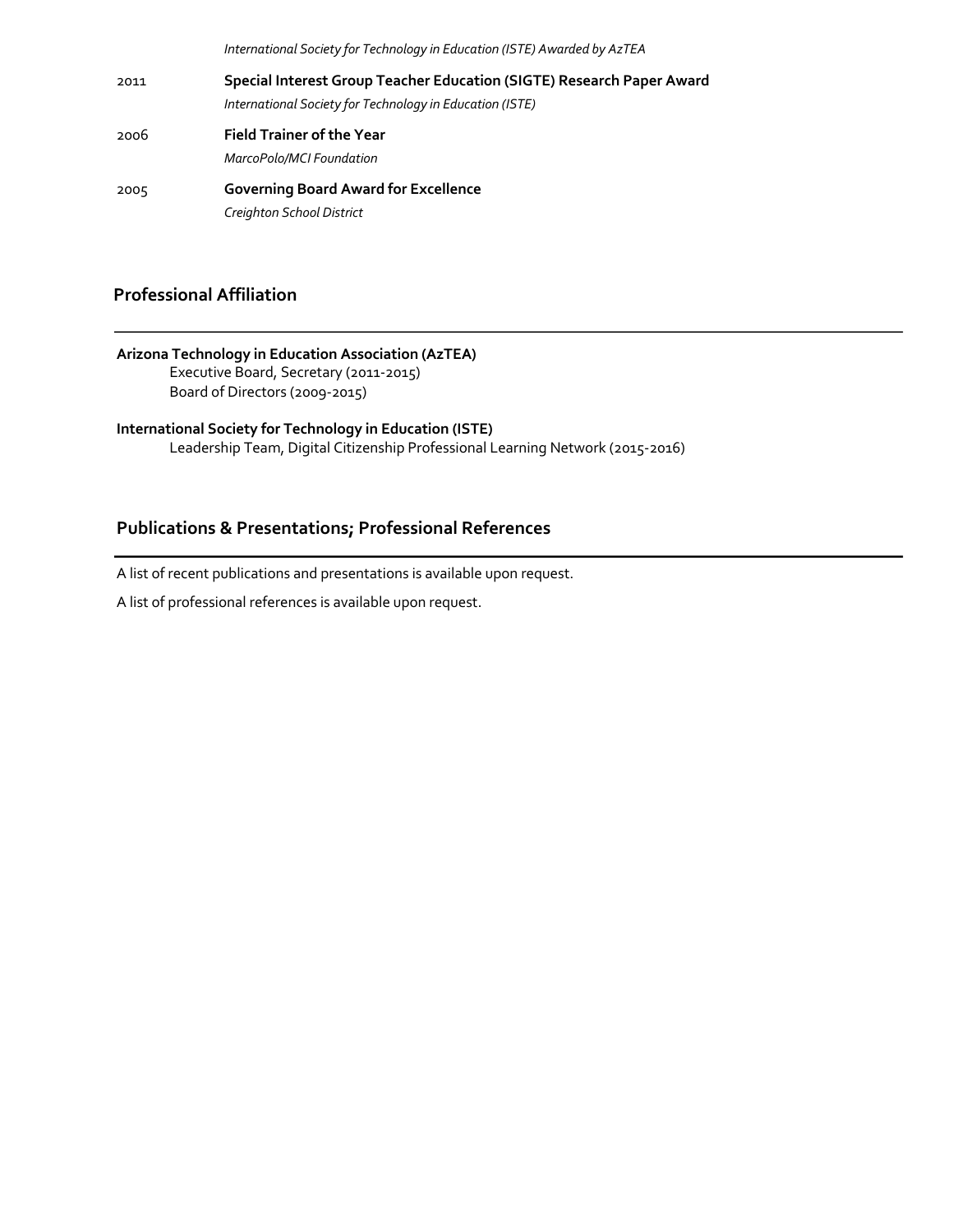*International Society for Technology in Education (ISTE) Awarded by AzTEA*

2011 **Special Interest Group Teacher Education (SIGTE) Research Paper Award**
*International Society for Technology in Education (ISTE)*

2006 **Field Trainer of the Year**
*MarcoPolo/MCI Foundation*

2005 **Governing Board Award for Excellence**
*Creighton School District*

## Professional Affiliation

**Arizona Technology in Education Association (AzTEA)**
Executive Board, Secretary (2011-2015)
Board of Directors (2009-2015)

**International Society for Technology in Education (ISTE)**
Leadership Team, Digital Citizenship Professional Learning Network (2015-2016)

## Publications & Presentations; Professional References

A list of recent publications and presentations is available upon request.

A list of professional references is available upon request.